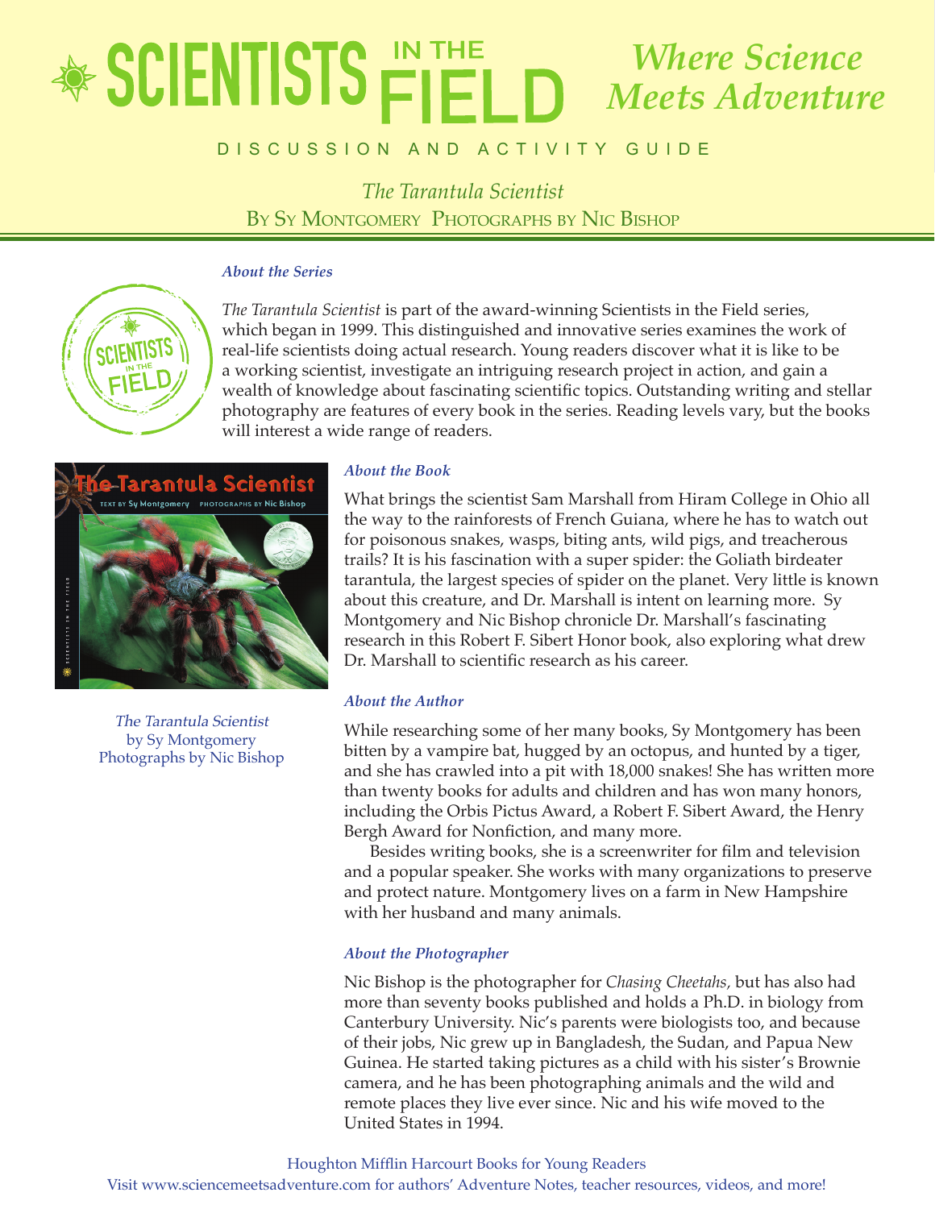# SCIENTISTS IN THE FIELD — *Where Science Meets Adventure*

DISCUSSION AND ACTIVITY GUIDE

*The Tarantula Scientist*

By Sy Montgomery  Photographs by Nic Bishop

### *About the Series*

*The Tarantula Scientist* is part of the award-winning Scientists in the Field series, which began in 1999. This distinguished and innovative series examines the work of real-life scientists doing actual research. Young readers discover what it is like to be a working scientist, investigate an intriguing research project in action, and gain a wealth of knowledge about fascinating scientific topics. Outstanding writing and stellar photography are features of every book in the series. Reading levels vary, but the books will interest a wide range of readers.

*The Tarantula Scientist*
by Sy Montgomery
Photographs by Nic Bishop

### *About the Book*

What brings the scientist Sam Marshall from Hiram College in Ohio all the way to the rainforests of French Guiana, where he has to watch out for poisonous snakes, wasps, biting ants, wild pigs, and treacherous trails? It is his fascination with a super spider: the Goliath birdeater tarantula, the largest species of spider on the planet. Very little is known about this creature, and Dr. Marshall is intent on learning more. Sy Montgomery and Nic Bishop chronicle Dr. Marshall's fascinating research in this Robert F. Sibert Honor book, also exploring what drew Dr. Marshall to scientific research as his career.

### *About the Author*

While researching some of her many books, Sy Montgomery has been bitten by a vampire bat, hugged by an octopus, and hunted by a tiger, and she has crawled into a pit with 18,000 snakes! She has written more than twenty books for adults and children and has won many honors, including the Orbis Pictus Award, a Robert F. Sibert Award, the Henry Bergh Award for Nonfiction, and many more.

Besides writing books, she is a screenwriter for film and television and a popular speaker. She works with many organizations to preserve and protect nature. Montgomery lives on a farm in New Hampshire with her husband and many animals.

### *About the Photographer*

Nic Bishop is the photographer for *Chasing Cheetahs,* but has also had more than seventy books published and holds a Ph.D. in biology from Canterbury University. Nic's parents were biologists too, and because of their jobs, Nic grew up in Bangladesh, the Sudan, and Papua New Guinea. He started taking pictures as a child with his sister's Brownie camera, and he has been photographing animals and the wild and remote places they live ever since. Nic and his wife moved to the United States in 1994.

Houghton Mifflin Harcourt Books for Young Readers
Visit www.sciencemeetsadventure.com for authors' Adventure Notes, teacher resources, videos, and more!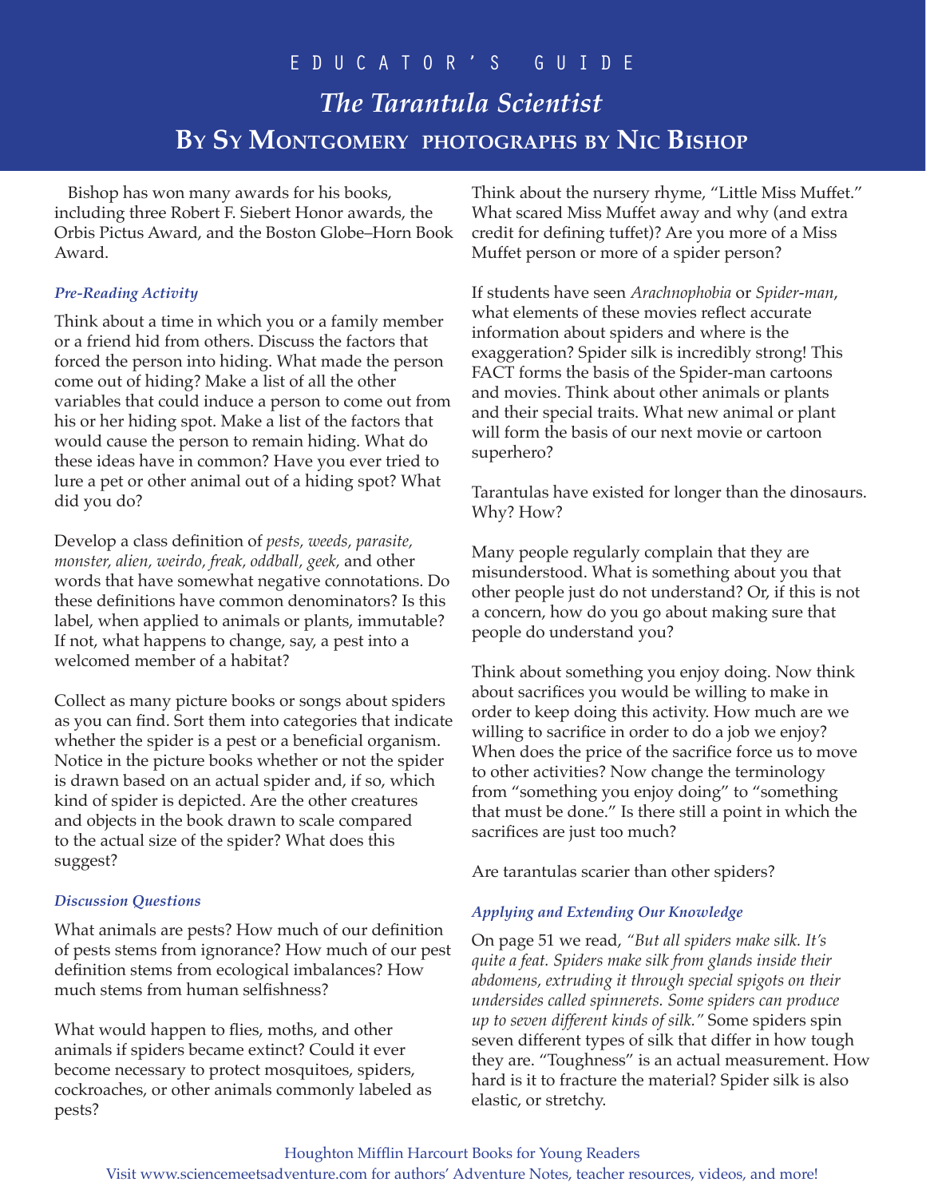# EDUCATOR'S GUIDE

## *The Tarantula Scientist*

## By Sy Montgomery photographs by Nic Bishop

Bishop has won many awards for his books, including three Robert F. Siebert Honor awards, the Orbis Pictus Award, and the Boston Globe–Horn Book Award.

### *Pre-Reading Activity*

Think about a time in which you or a family member or a friend hid from others. Discuss the factors that forced the person into hiding. What made the person come out of hiding? Make a list of all the other variables that could induce a person to come out from his or her hiding spot. Make a list of the factors that would cause the person to remain hiding. What do these ideas have in common? Have you ever tried to lure a pet or other animal out of a hiding spot? What did you do?

Develop a class definition of *pests, weeds, parasite, monster, alien, weirdo, freak, oddball, geek,* and other words that have somewhat negative connotations. Do these definitions have common denominators? Is this label, when applied to animals or plants, immutable? If not, what happens to change, say, a pest into a welcomed member of a habitat?

Collect as many picture books or songs about spiders as you can find. Sort them into categories that indicate whether the spider is a pest or a beneficial organism. Notice in the picture books whether or not the spider is drawn based on an actual spider and, if so, which kind of spider is depicted. Are the other creatures and objects in the book drawn to scale compared to the actual size of the spider? What does this suggest?

### *Discussion Questions*

What animals are pests? How much of our definition of pests stems from ignorance? How much of our pest definition stems from ecological imbalances? How much stems from human selfishness?

What would happen to flies, moths, and other animals if spiders became extinct? Could it ever become necessary to protect mosquitoes, spiders, cockroaches, or other animals commonly labeled as pests?

Think about the nursery rhyme, "Little Miss Muffet." What scared Miss Muffet away and why (and extra credit for defining tuffet)? Are you more of a Miss Muffet person or more of a spider person?

If students have seen *Arachnophobia* or *Spider-man*, what elements of these movies reflect accurate information about spiders and where is the exaggeration? Spider silk is incredibly strong! This FACT forms the basis of the Spider-man cartoons and movies. Think about other animals or plants and their special traits. What new animal or plant will form the basis of our next movie or cartoon superhero?

Tarantulas have existed for longer than the dinosaurs. Why? How?

Many people regularly complain that they are misunderstood. What is something about you that other people just do not understand? Or, if this is not a concern, how do you go about making sure that people do understand you?

Think about something you enjoy doing. Now think about sacrifices you would be willing to make in order to keep doing this activity. How much are we willing to sacrifice in order to do a job we enjoy? When does the price of the sacrifice force us to move to other activities? Now change the terminology from "something you enjoy doing" to "something that must be done." Is there still a point in which the sacrifices are just too much?

Are tarantulas scarier than other spiders?

### *Applying and Extending Our Knowledge*

On page 51 we read, *"But all spiders make silk. It's quite a feat. Spiders make silk from glands inside their abdomens, extruding it through special spigots on their undersides called spinnerets. Some spiders can produce up to seven different kinds of silk."* Some spiders spin seven different types of silk that differ in how tough they are. "Toughness" is an actual measurement. How hard is it to fracture the material? Spider silk is also elastic, or stretchy.

Houghton Mifflin Harcourt Books for Young Readers
Visit www.sciencemeetsadventure.com for authors' Adventure Notes, teacher resources, videos, and more!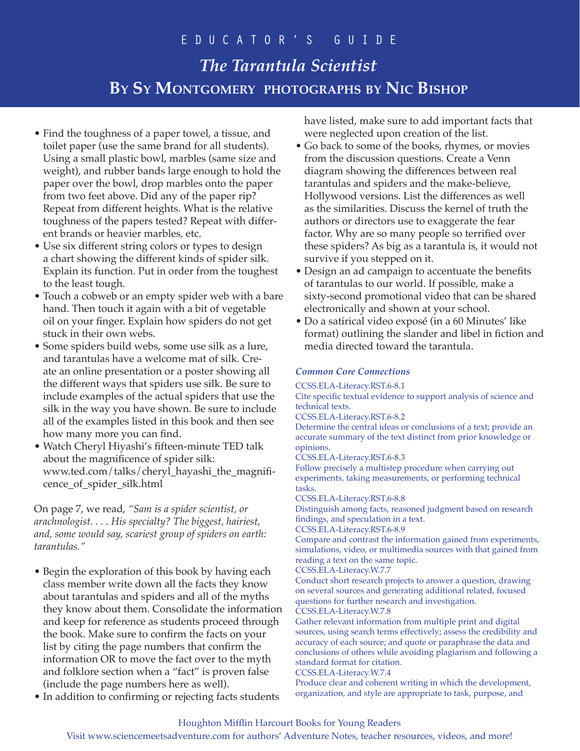- Find the toughness of a paper towel, a tissue, and toilet paper (use the same brand for all students). Using a small plastic bowl, marbles (same size and weight), and rubber bands large enough to hold the paper over the bowl, drop marbles onto the paper from two feet above. Did any of the paper rip? Repeat from different heights. What is the relative toughness of the papers tested? Repeat with different brands or heavier marbles, etc.
- Use six different string colors or types to design a chart showing the different kinds of spider silk. Explain its function. Put in order from the toughest to the least tough.
- Touch a cobweb or an empty spider web with a bare hand. Then touch it again with a bit of vegetable oil on your finger. Explain how spiders do not get stuck in their own webs.
- Some spiders build webs, some use silk as a lure, and tarantulas have a welcome mat of silk. Create an online presentation or a poster showing all the different ways that spiders use silk. Be sure to include examples of the actual spiders that use the silk in the way you have shown. Be sure to include all of the examples listed in this book and then see how many more you can find.
- Watch Cheryl Hiyashi's fifteen-minute TED talk about the magnificence of spider silk: www.ted.com/talks/cheryl_hayashi_the_magnificence_of_spider_silk.html

On page 7, we read, *"Sam is a spider scientist, or arachnologist. . . . His specialty? The biggest, hairiest, and, some would say, scariest group of spiders on earth: tarantulas."*

- Begin the exploration of this book by having each class member write down all the facts they know about tarantulas and spiders and all of the myths they know about them. Consolidate the information and keep for reference as students proceed through the book. Make sure to confirm the facts on your list by citing the page numbers that confirm the information OR to move the fact over to the myth and folklore section when a "fact" is proven false (include the page numbers here as well).
- In addition to confirming or rejecting facts students have listed, make sure to add important facts that were neglected upon creation of the list.
- Go back to some of the books, rhymes, or movies from the discussion questions. Create a Venn diagram showing the differences between real tarantulas and spiders and the make-believe, Hollywood versions. List the differences as well as the similarities. Discuss the kernel of truth the authors or directors use to exaggerate the fear factor. Why are so many people so terrified over these spiders? As big as a tarantula is, it would not survive if you stepped on it.
- Design an ad campaign to accentuate the benefits of tarantulas to our world. If possible, make a sixty-second promotional video that can be shared electronically and shown at your school.
- Do a satirical video exposé (in a 60 Minutes' like format) outlining the slander and libel in fiction and media directed toward the tarantula.

***Common Core Connections***

CCSS.ELA-Literacy.RST.6-8.1
Cite specific textual evidence to support analysis of science and technical texts.

CCSS.ELA-Literacy.RST.6-8.2
Determine the central ideas or conclusions of a text; provide an accurate summary of the text distinct from prior knowledge or opinions.

CCSS.ELA-Literacy.RST.6-8.3
Follow precisely a multistep procedure when carrying out experiments, taking measurements, or performing technical tasks.

CCSS.ELA-Literacy.RST.6-8.8
Distinguish among facts, reasoned judgment based on research findings, and speculation in a text.

CCSS.ELA-Literacy.RST.6-8.9
Compare and contrast the information gained from experiments, simulations, video, or multimedia sources with that gained from reading a text on the same topic.

CCSS.ELA-Literacy.W.7.7
Conduct short research projects to answer a question, drawing on several sources and generating additional related, focused questions for further research and investigation.

CCSS.ELA-Literacy.W.7.8
Gather relevant information from multiple print and digital sources, using search terms effectively; assess the credibility and accuracy of each source; and quote or paraphrase the data and conclusions of others while avoiding plagiarism and following a standard format for citation.

CCSS.ELA-Literacy.W.7.4
Produce clear and coherent writing in which the development, organization, and style are appropriate to task, purpose, and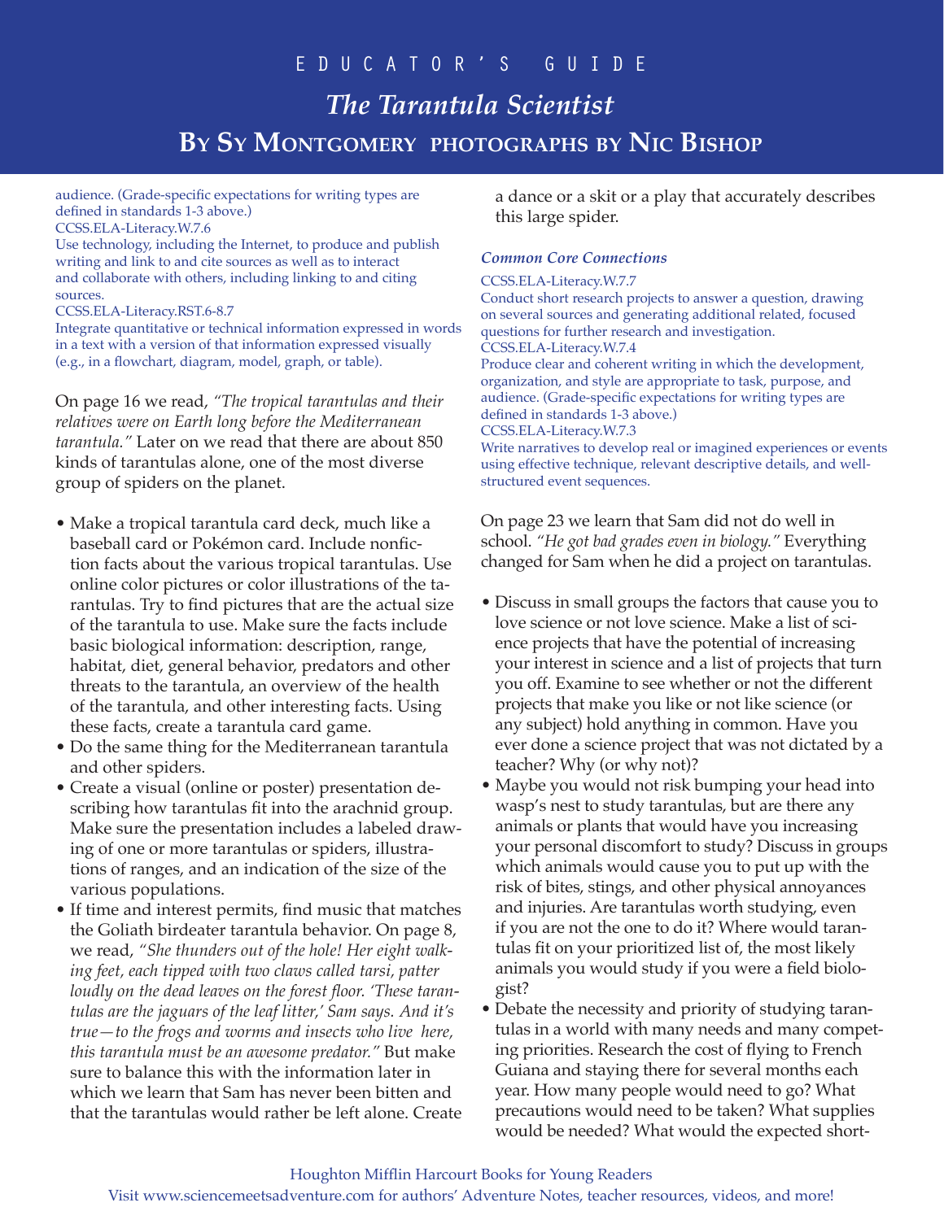audience. (Grade-specific expectations for writing types are defined in standards 1-3 above.)
CCSS.ELA-Literacy.W.7.6
Use technology, including the Internet, to produce and publish writing and link to and cite sources as well as to interact and collaborate with others, including linking to and citing sources.
CCSS.ELA-Literacy.RST.6-8.7
Integrate quantitative or technical information expressed in words in a text with a version of that information expressed visually (e.g., in a flowchart, diagram, model, graph, or table).

On page 16 we read, *"The tropical tarantulas and their relatives were on Earth long before the Mediterranean tarantula."* Later on we read that there are about 850 kinds of tarantulas alone, one of the most diverse group of spiders on the planet.

- Make a tropical tarantula card deck, much like a baseball card or Pokémon card. Include nonfiction facts about the various tropical tarantulas. Use online color pictures or color illustrations of the tarantulas. Try to find pictures that are the actual size of the tarantula to use. Make sure the facts include basic biological information: description, range, habitat, diet, general behavior, predators and other threats to the tarantula, an overview of the health of the tarantula, and other interesting facts. Using these facts, create a tarantula card game.
- Do the same thing for the Mediterranean tarantula and other spiders.
- Create a visual (online or poster) presentation describing how tarantulas fit into the arachnid group. Make sure the presentation includes a labeled drawing of one or more tarantulas or spiders, illustrations of ranges, and an indication of the size of the various populations.
- If time and interest permits, find music that matches the Goliath birdeater tarantula behavior. On page 8, we read, *"She thunders out of the hole! Her eight walking feet, each tipped with two claws called tarsi, patter loudly on the dead leaves on the forest floor. 'These tarantulas are the jaguars of the leaf litter,' Sam says. And it's true—to the frogs and worms and insects who live here, this tarantula must be an awesome predator."* But make sure to balance this with the information later in which we learn that Sam has never been bitten and that the tarantulas would rather be left alone. Create a dance or a skit or a play that accurately describes this large spider.

***Common Core Connections***

CCSS.ELA-Literacy.W.7.7
Conduct short research projects to answer a question, drawing on several sources and generating additional related, focused questions for further research and investigation.
CCSS.ELA-Literacy.W.7.4
Produce clear and coherent writing in which the development, organization, and style are appropriate to task, purpose, and audience. (Grade-specific expectations for writing types are defined in standards 1-3 above.)
CCSS.ELA-Literacy.W.7.3
Write narratives to develop real or imagined experiences or events using effective technique, relevant descriptive details, and well-structured event sequences.

On page 23 we learn that Sam did not do well in school. *"He got bad grades even in biology."* Everything changed for Sam when he did a project on tarantulas.

- Discuss in small groups the factors that cause you to love science or not love science. Make a list of science projects that have the potential of increasing your interest in science and a list of projects that turn you off. Examine to see whether or not the different projects that make you like or not like science (or any subject) hold anything in common. Have you ever done a science project that was not dictated by a teacher? Why (or why not)?
- Maybe you would not risk bumping your head into wasp's nest to study tarantulas, but are there any animals or plants that would have you increasing your personal discomfort to study? Discuss in groups which animals would cause you to put up with the risk of bites, stings, and other physical annoyances and injuries. Are tarantulas worth studying, even if you are not the one to do it? Where would tarantulas fit on your prioritized list of, the most likely animals you would study if you were a field biologist?
- Debate the necessity and priority of studying tarantulas in a world with many needs and many competing priorities. Research the cost of flying to French Guiana and staying there for several months each year. How many people would need to go? What precautions would need to be taken? What supplies would be needed? What would the expected short-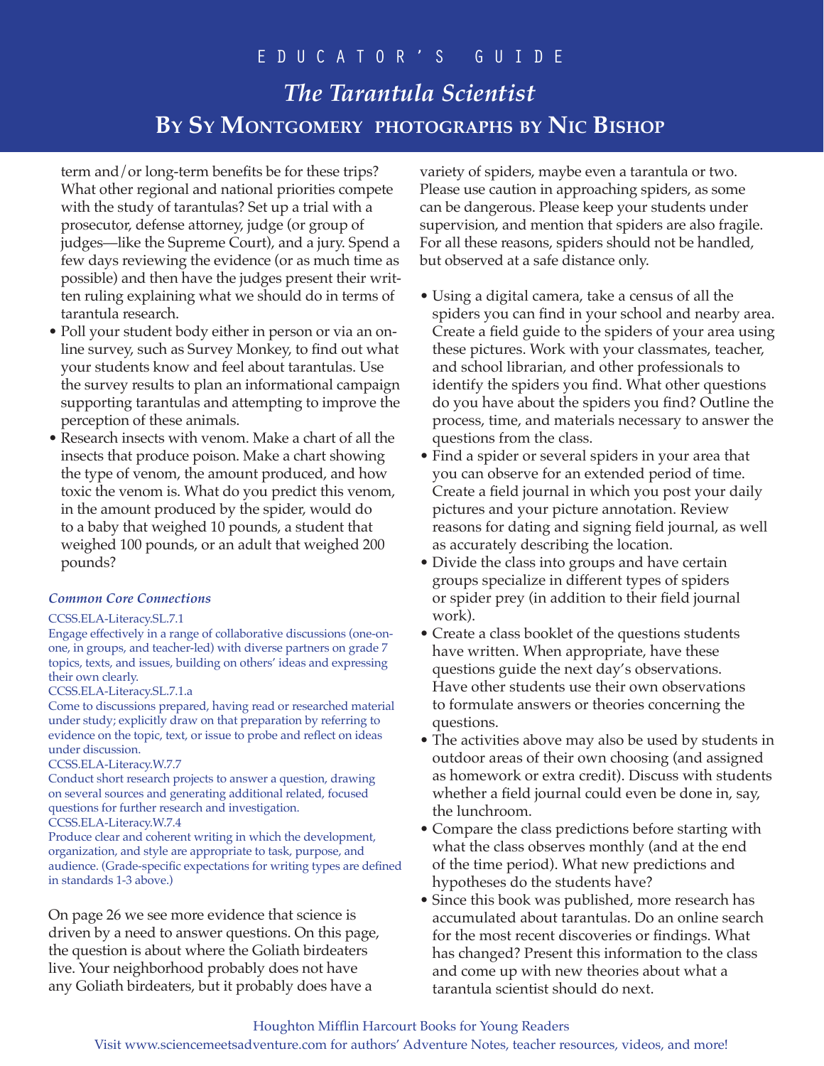term and/or long-term benefits be for these trips? What other regional and national priorities compete with the study of tarantulas? Set up a trial with a prosecutor, defense attorney, judge (or group of judges—like the Supreme Court), and a jury. Spend a few days reviewing the evidence (or as much time as possible) and then have the judges present their written ruling explaining what we should do in terms of tarantula research.

- Poll your student body either in person or via an online survey, such as Survey Monkey, to find out what your students know and feel about tarantulas. Use the survey results to plan an informational campaign supporting tarantulas and attempting to improve the perception of these animals.
- Research insects with venom. Make a chart of all the insects that produce poison. Make a chart showing the type of venom, the amount produced, and how toxic the venom is. What do you predict this venom, in the amount produced by the spider, would do to a baby that weighed 10 pounds, a student that weighed 100 pounds, or an adult that weighed 200 pounds?

### *Common Core Connections*

CCSS.ELA-Literacy.SL.7.1
Engage effectively in a range of collaborative discussions (one-on-one, in groups, and teacher-led) with diverse partners on grade 7 topics, texts, and issues, building on others' ideas and expressing their own clearly.
CCSS.ELA-Literacy.SL.7.1.a
Come to discussions prepared, having read or researched material under study; explicitly draw on that preparation by referring to evidence on the topic, text, or issue to probe and reflect on ideas under discussion.
CCSS.ELA-Literacy.W.7.7
Conduct short research projects to answer a question, drawing on several sources and generating additional related, focused questions for further research and investigation.
CCSS.ELA-Literacy.W.7.4
Produce clear and coherent writing in which the development, organization, and style are appropriate to task, purpose, and audience. (Grade-specific expectations for writing types are defined in standards 1-3 above.)

On page 26 we see more evidence that science is driven by a need to answer questions. On this page, the question is about where the Goliath birdeaters live. Your neighborhood probably does not have any Goliath birdeaters, but it probably does have a variety of spiders, maybe even a tarantula or two. Please use caution in approaching spiders, as some can be dangerous. Please keep your students under supervision, and mention that spiders are also fragile. For all these reasons, spiders should not be handled, but observed at a safe distance only.

- Using a digital camera, take a census of all the spiders you can find in your school and nearby area. Create a field guide to the spiders of your area using these pictures. Work with your classmates, teacher, and school librarian, and other professionals to identify the spiders you find. What other questions do you have about the spiders you find? Outline the process, time, and materials necessary to answer the questions from the class.
- Find a spider or several spiders in your area that you can observe for an extended period of time. Create a field journal in which you post your daily pictures and your picture annotation. Review reasons for dating and signing field journal, as well as accurately describing the location.
- Divide the class into groups and have certain groups specialize in different types of spiders or spider prey (in addition to their field journal work).
- Create a class booklet of the questions students have written. When appropriate, have these questions guide the next day's observations. Have other students use their own observations to formulate answers or theories concerning the questions.
- The activities above may also be used by students in outdoor areas of their own choosing (and assigned as homework or extra credit). Discuss with students whether a field journal could even be done in, say, the lunchroom.
- Compare the class predictions before starting with what the class observes monthly (and at the end of the time period). What new predictions and hypotheses do the students have?
- Since this book was published, more research has accumulated about tarantulas. Do an online search for the most recent discoveries or findings. What has changed? Present this information to the class and come up with new theories about what a tarantula scientist should do next.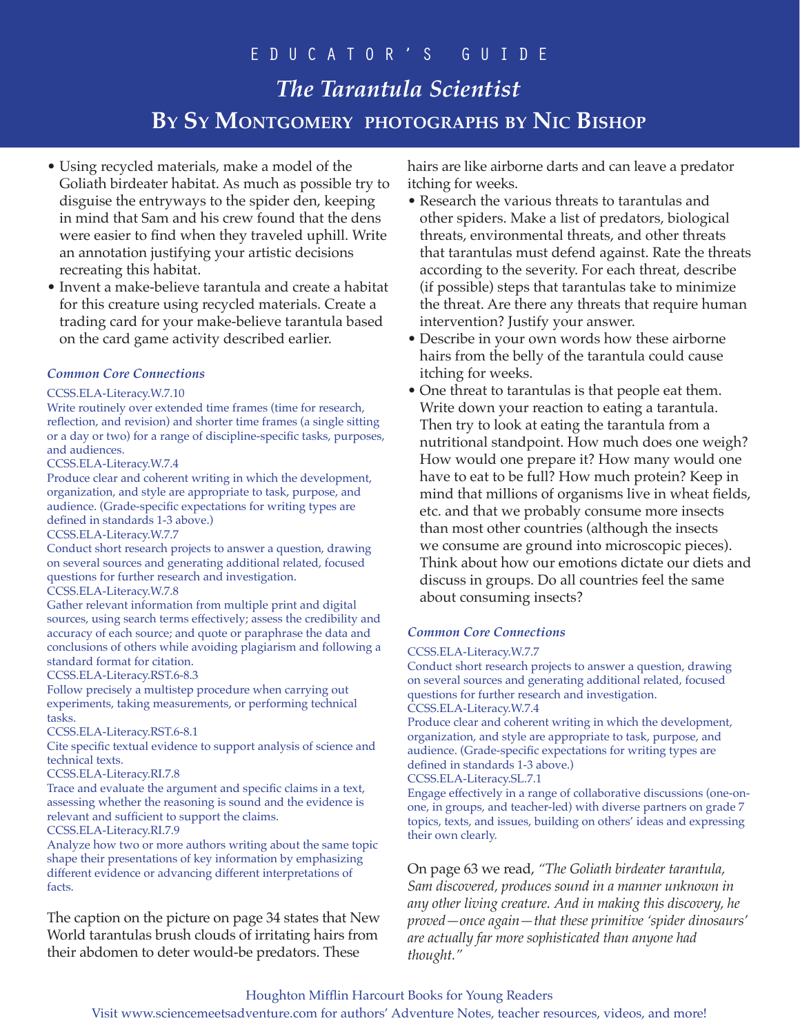- Using recycled materials, make a model of the Goliath birdeater habitat. As much as possible try to disguise the entryways to the spider den, keeping in mind that Sam and his crew found that the dens were easier to find when they traveled uphill. Write an annotation justifying your artistic decisions recreating this habitat.
- Invent a make-believe tarantula and create a habitat for this creature using recycled materials. Create a trading card for your make-believe tarantula based on the card game activity described earlier.

***Common Core Connections***

CCSS.ELA-Literacy.W.7.10
Write routinely over extended time frames (time for research, reflection, and revision) and shorter time frames (a single sitting or a day or two) for a range of discipline-specific tasks, purposes, and audiences.
CCSS.ELA-Literacy.W.7.4
Produce clear and coherent writing in which the development, organization, and style are appropriate to task, purpose, and audience. (Grade-specific expectations for writing types are defined in standards 1-3 above.)
CCSS.ELA-Literacy.W.7.7
Conduct short research projects to answer a question, drawing on several sources and generating additional related, focused questions for further research and investigation.
CCSS.ELA-Literacy.W.7.8
Gather relevant information from multiple print and digital sources, using search terms effectively; assess the credibility and accuracy of each source; and quote or paraphrase the data and conclusions of others while avoiding plagiarism and following a standard format for citation.
CCSS.ELA-Literacy.RST.6-8.3
Follow precisely a multistep procedure when carrying out experiments, taking measurements, or performing technical tasks.
CCSS.ELA-Literacy.RST.6-8.1
Cite specific textual evidence to support analysis of science and technical texts.
CCSS.ELA-Literacy.RI.7.8
Trace and evaluate the argument and specific claims in a text, assessing whether the reasoning is sound and the evidence is relevant and sufficient to support the claims.
CCSS.ELA-Literacy.RI.7.9
Analyze how two or more authors writing about the same topic shape their presentations of key information by emphasizing different evidence or advancing different interpretations of facts.

The caption on the picture on page 34 states that New World tarantulas brush clouds of irritating hairs from their abdomen to deter would-be predators. These hairs are like airborne darts and can leave a predator itching for weeks.

- Research the various threats to tarantulas and other spiders. Make a list of predators, biological threats, environmental threats, and other threats that tarantulas must defend against. Rate the threats according to the severity. For each threat, describe (if possible) steps that tarantulas take to minimize the threat. Are there any threats that require human intervention? Justify your answer.
- Describe in your own words how these airborne hairs from the belly of the tarantula could cause itching for weeks.
- One threat to tarantulas is that people eat them. Write down your reaction to eating a tarantula. Then try to look at eating the tarantula from a nutritional standpoint. How much does one weigh? How would one prepare it? How many would one have to eat to be full? How much protein? Keep in mind that millions of organisms live in wheat fields, etc. and that we probably consume more insects than most other countries (although the insects we consume are ground into microscopic pieces). Think about how our emotions dictate our diets and discuss in groups. Do all countries feel the same about consuming insects?

***Common Core Connections***

CCSS.ELA-Literacy.W.7.7
Conduct short research projects to answer a question, drawing on several sources and generating additional related, focused questions for further research and investigation.
CCSS.ELA-Literacy.W.7.4
Produce clear and coherent writing in which the development, organization, and style are appropriate to task, purpose, and audience. (Grade-specific expectations for writing types are defined in standards 1-3 above.)
CCSS.ELA-Literacy.SL.7.1
Engage effectively in a range of collaborative discussions (one-on-one, in groups, and teacher-led) with diverse partners on grade 7 topics, texts, and issues, building on others' ideas and expressing their own clearly.

On page 63 we read, *"The Goliath birdeater tarantula, Sam discovered, produces sound in a manner unknown in any other living creature. And in making this discovery, he proved—once again—that these primitive 'spider dinosaurs' are actually far more sophisticated than anyone had thought."*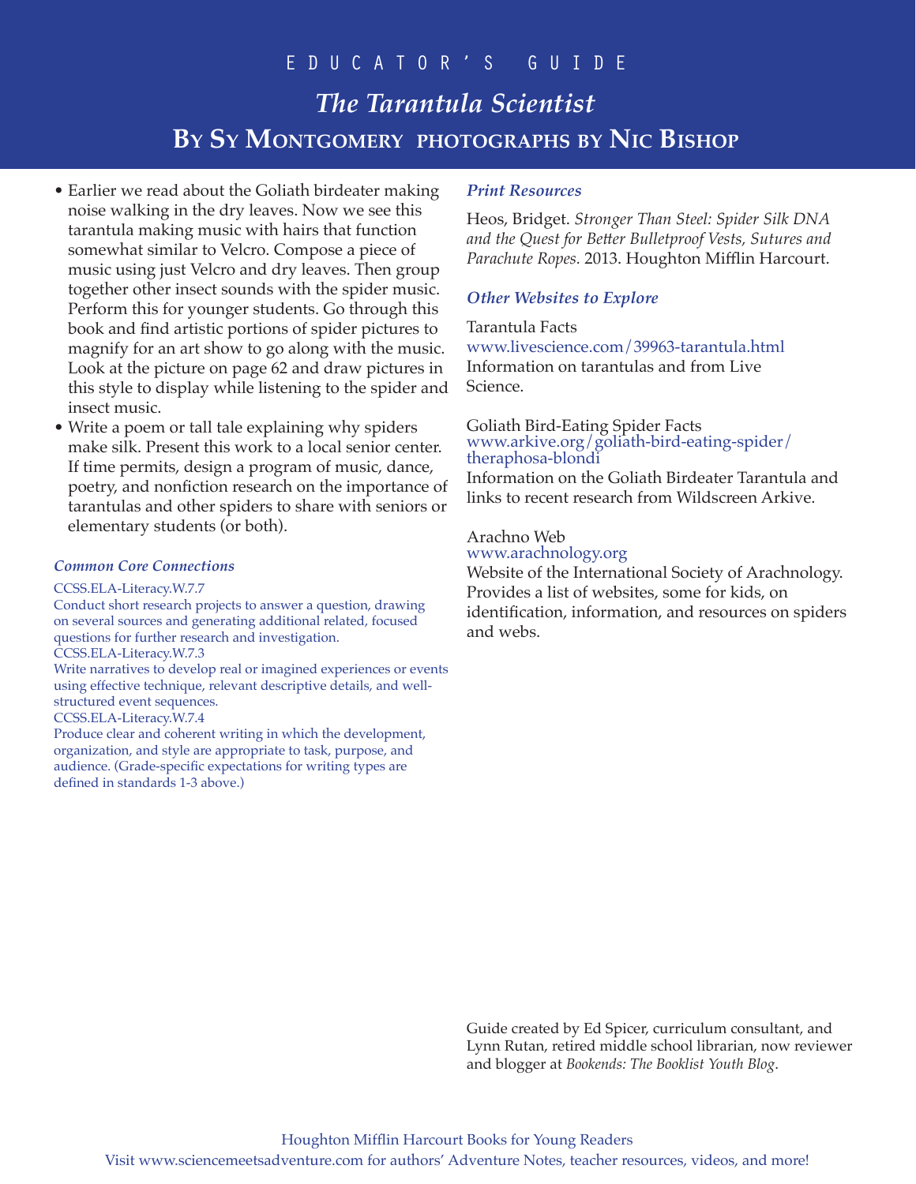# EDUCATOR'S GUIDE

## *The Tarantula Scientist*

## By Sy Montgomery photographs by Nic Bishop

- Earlier we read about the Goliath birdeater making noise walking in the dry leaves. Now we see this tarantula making music with hairs that function somewhat similar to Velcro. Compose a piece of music using just Velcro and dry leaves. Then group together other insect sounds with the spider music. Perform this for younger students. Go through this book and find artistic portions of spider pictures to magnify for an art show to go along with the music. Look at the picture on page 62 and draw pictures in this style to display while listening to the spider and insect music.
- Write a poem or tall tale explaining why spiders make silk. Present this work to a local senior center. If time permits, design a program of music, dance, poetry, and nonfiction research on the importance of tarantulas and other spiders to share with seniors or elementary students (or both).

### *Common Core Connections*

CCSS.ELA-Literacy.W.7.7
Conduct short research projects to answer a question, drawing on several sources and generating additional related, focused questions for further research and investigation.
CCSS.ELA-Literacy.W.7.3
Write narratives to develop real or imagined experiences or events using effective technique, relevant descriptive details, and well-structured event sequences.
CCSS.ELA-Literacy.W.7.4
Produce clear and coherent writing in which the development, organization, and style are appropriate to task, purpose, and audience. (Grade-specific expectations for writing types are defined in standards 1-3 above.)

### *Print Resources*

Heos, Bridget. *Stronger Than Steel: Spider Silk DNA and the Quest for Better Bulletproof Vests, Sutures and Parachute Ropes.* 2013. Houghton Mifflin Harcourt.

### *Other Websites to Explore*

Tarantula Facts
www.livescience.com/39963-tarantula.html
Information on tarantulas and from Live Science.

Goliath Bird-Eating Spider Facts
www.arkive.org/goliath-bird-eating-spider/theraphosa-blondi
Information on the Goliath Birdeater Tarantula and links to recent research from Wildscreen Arkive.

Arachno Web
www.arachnology.org
Website of the International Society of Arachnology. Provides a list of websites, some for kids, on identification, information, and resources on spiders and webs.

Guide created by Ed Spicer, curriculum consultant, and Lynn Rutan, retired middle school librarian, now reviewer and blogger at *Bookends: The Booklist Youth Blog*.

Houghton Mifflin Harcourt Books for Young Readers
Visit www.sciencemeetsadventure.com for authors' Adventure Notes, teacher resources, videos, and more!